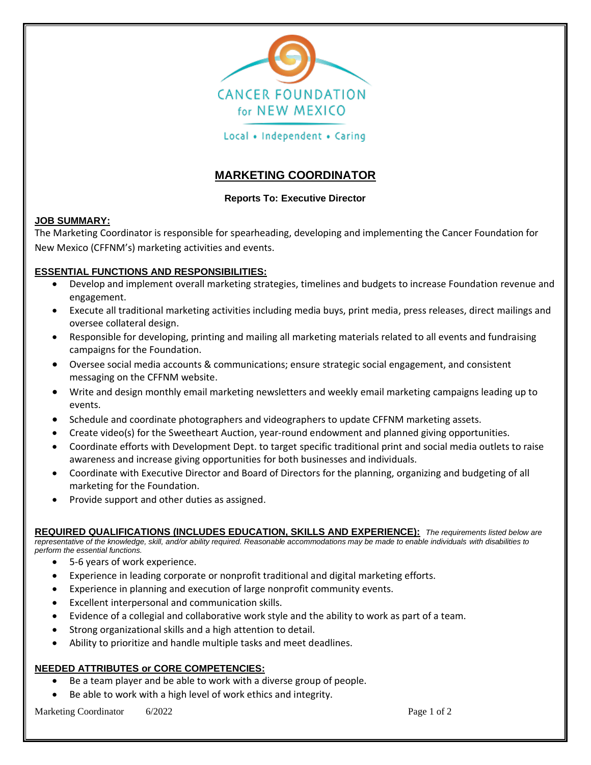CANCER FOUNDATION for NEW MEXICO

Local • Independent • Caring

# MARKETING COORDINATOR

**Reports To: Executive Director**

## JOB SUMMARY:

The Marketing Coordinator is responsible for spearheading, developing and implementing the Cancer Foundation for New Mexico (CFFNM's) marketing activities and events.

## ESSENTIAL FUNCTIONS AND RESPONSIBILITIES:

- Develop and implement overall marketing strategies, timelines and budgets to increase Foundation revenue and engagement.
- Execute all traditional marketing activities including media buys, print media, press releases, direct mailings and oversee collateral design.
- Responsible for developing, printing and mailing all marketing materials related to all events and fundraising campaigns for the Foundation.
- Oversee social media accounts & communications; ensure strategic social engagement, and consistent messaging on the CFFNM website.
- Write and design monthly email marketing newsletters and weekly email marketing campaigns leading up to events.
- Schedule and coordinate photographers and videographers to update CFFNM marketing assets.
- Create video(s) for the Sweetheart Auction, year-round endowment and planned giving opportunities.
- Coordinate efforts with Development Dept. to target specific traditional print and social media outlets to raise awareness and increase giving opportunities for both businesses and individuals.
- Coordinate with Executive Director and Board of Directors for the planning, organizing and budgeting of all marketing for the Foundation.
- Provide support and other duties as assigned.

## REQUIRED QUALIFICATIONS (INCLUDES EDUCATION, SKILLS AND EXPERIENCE):

*The requirements listed below are representative of the knowledge, skill, and/or ability required. Reasonable accommodations may be made to enable individuals with disabilities to perform the essential functions.*

- 5-6 years of work experience.
- Experience in leading corporate or nonprofit traditional and digital marketing efforts.
- Experience in planning and execution of large nonprofit community events.
- Excellent interpersonal and communication skills.
- Evidence of a collegial and collaborative work style and the ability to work as part of a team.
- Strong organizational skills and a high attention to detail.
- Ability to prioritize and handle multiple tasks and meet deadlines.

## NEEDED ATTRIBUTES or CORE COMPETENCIES:

- Be a team player and be able to work with a diverse group of people.
- Be able to work with a high level of work ethics and integrity.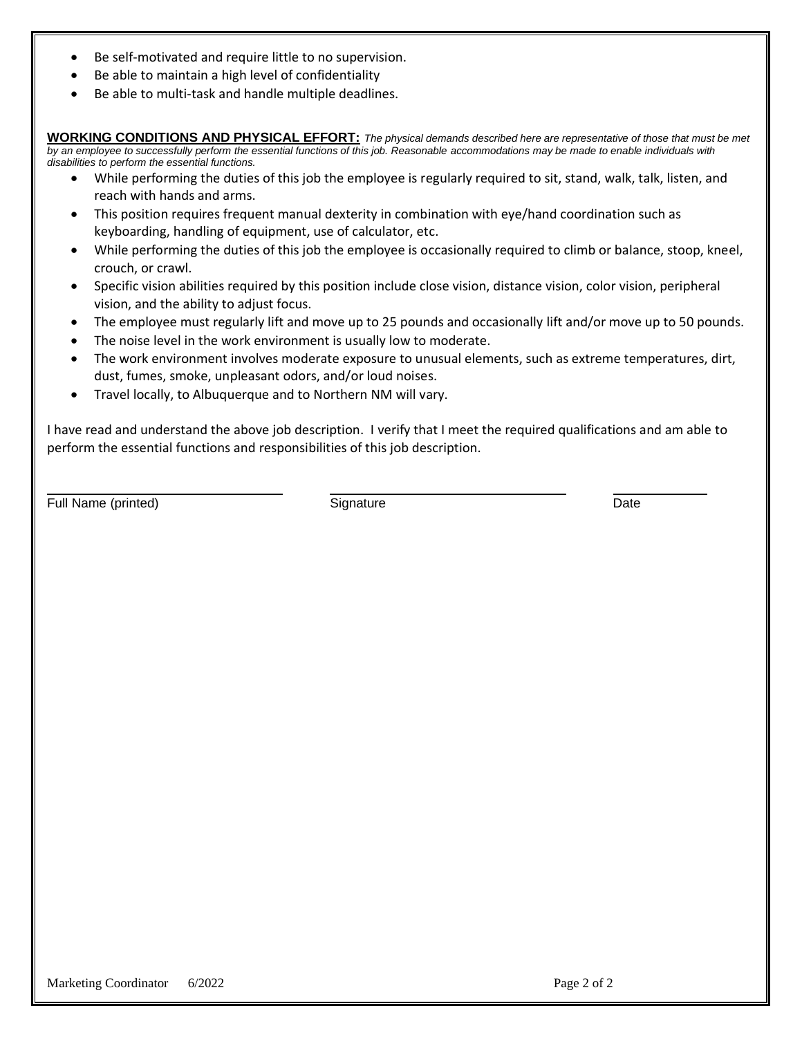- Be self-motivated and require little to no supervision.
- Be able to maintain a high level of confidentiality
- Be able to multi-task and handle multiple deadlines.

**WORKING CONDITIONS AND PHYSICAL EFFORT:** *The physical demands described here are representative of those that must be met by an employee to successfully perform the essential functions of this job. Reasonable accommodations may be made to enable individuals with disabilities to perform the essential functions.*

- While performing the duties of this job the employee is regularly required to sit, stand, walk, talk, listen, and reach with hands and arms.
- This position requires frequent manual dexterity in combination with eye/hand coordination such as keyboarding, handling of equipment, use of calculator, etc.
- While performing the duties of this job the employee is occasionally required to climb or balance, stoop, kneel, crouch, or crawl.
- Specific vision abilities required by this position include close vision, distance vision, color vision, peripheral vision, and the ability to adjust focus.
- The employee must regularly lift and move up to 25 pounds and occasionally lift and/or move up to 50 pounds.
- The noise level in the work environment is usually low to moderate.
- The work environment involves moderate exposure to unusual elements, such as extreme temperatures, dirt, dust, fumes, smoke, unpleasant odors, and/or loud noises.
- Travel locally, to Albuquerque and to Northern NM will vary.

I have read and understand the above job description. I verify that I meet the required qualifications and am able to perform the essential functions and responsibilities of this job description.

Full Name (printed) ____________________ Signature ____________________ Date __________